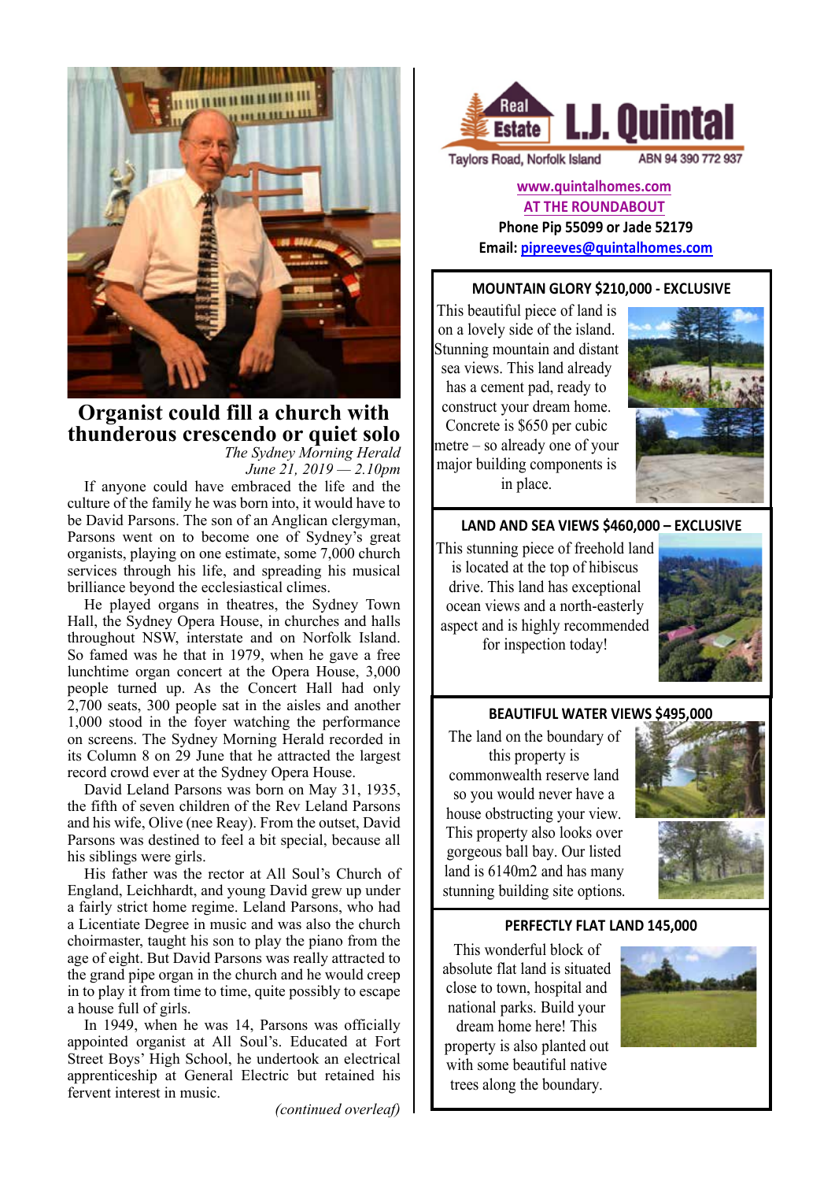## Organist could fill a church with thunderous crescendo or quiet solo

*The Sydney Morning Herald*
*June 21, 2019 — 2.10pm*

If anyone could have embraced the life and the culture of the family he was born into, it would have to be David Parsons. The son of an Anglican clergyman, Parsons went on to become one of Sydney's great organists, playing on one estimate, some 7,000 church services through his life, and spreading his musical brilliance beyond the ecclesiastical climes.

He played organs in theatres, the Sydney Town Hall, the Sydney Opera House, in churches and halls throughout NSW, interstate and on Norfolk Island. So famed was he that in 1979, when he gave a free lunchtime organ concert at the Opera House, 3,000 people turned up. As the Concert Hall had only 2,700 seats, 300 people sat in the aisles and another 1,000 stood in the foyer watching the performance on screens. The Sydney Morning Herald recorded in its Column 8 on 29 June that he attracted the largest record crowd ever at the Sydney Opera House.

David Leland Parsons was born on May 31, 1935, the fifth of seven children of the Rev Leland Parsons and his wife, Olive (nee Reay). From the outset, David Parsons was destined to feel a bit special, because all his siblings were girls.

His father was the rector at All Soul's Church of England, Leichhardt, and young David grew up under a fairly strict home regime. Leland Parsons, who had a Licentiate Degree in music and was also the church choirmaster, taught his son to play the piano from the age of eight. But David Parsons was really attracted to the grand pipe organ in the church and he would creep in to play it from time to time, quite possibly to escape a house full of girls.

In 1949, when he was 14, Parsons was officially appointed organist at All Soul's. Educated at Fort Street Boys' High School, he undertook an electrical apprenticeship at General Electric but retained his fervent interest in music.

*(continued overleaf)*

---

**Real Estate L.J. Quintal**

Taylors Road, Norfolk Island ABN 94 390 772 937

www.quintalhomes.com
AT THE ROUNDABOUT
**Phone Pip 55099 or Jade 52179**
**Email:** pipreeves@quintalhomes.com

### MOUNTAIN GLORY $210,000 - EXCLUSIVE

This beautiful piece of land is on a lovely side of the island. Stunning mountain and distant sea views. This land already has a cement pad, ready to construct your dream home. Concrete is $650 per cubic metre – so already one of your major building components is in place.

### LAND AND SEA VIEWS $460,000 – EXCLUSIVE

This stunning piece of freehold land is located at the top of hibiscus drive. This land has exceptional ocean views and a north-easterly aspect and is highly recommended for inspection today!

### BEAUTIFUL WATER VIEWS $495,000

The land on the boundary of this property is commonwealth reserve land so you would never have a house obstructing your view. This property also looks over gorgeous ball bay. Our listed land is 6140m2 and has many stunning building site options.

### PERFECTLY FLAT LAND 145,000

This wonderful block of absolute flat land is situated close to town, hospital and national parks. Build your dream home here! This property is also planted out with some beautiful native trees along the boundary.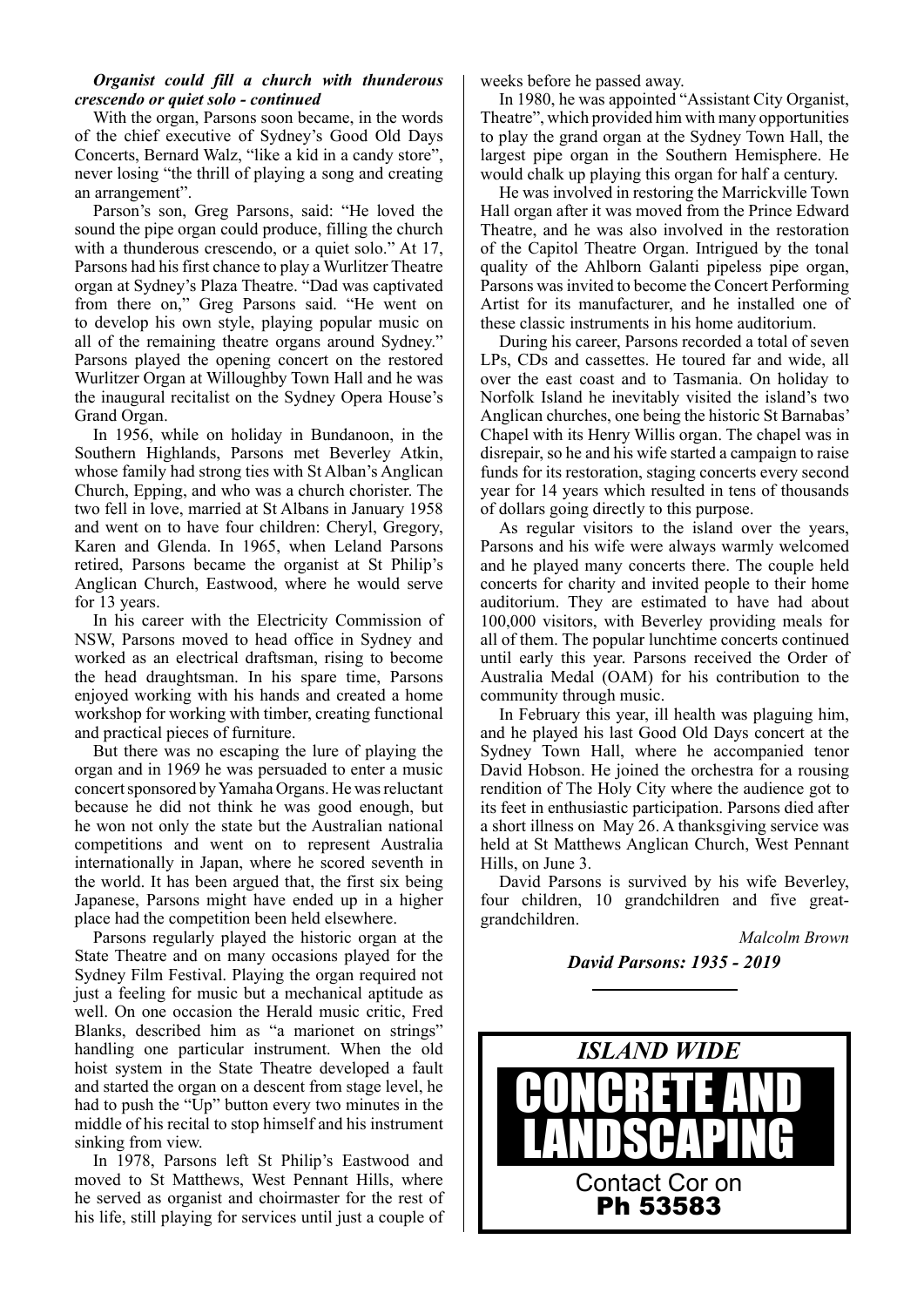***Organist could fill a church with thunderous crescendo or quiet solo - continued***

With the organ, Parsons soon became, in the words of the chief executive of Sydney's Good Old Days Concerts, Bernard Walz, "like a kid in a candy store", never losing "the thrill of playing a song and creating an arrangement".

Parson's son, Greg Parsons, said: "He loved the sound the pipe organ could produce, filling the church with a thunderous crescendo, or a quiet solo." At 17, Parsons had his first chance to play a Wurlitzer Theatre organ at Sydney's Plaza Theatre. "Dad was captivated from there on," Greg Parsons said. "He went on to develop his own style, playing popular music on all of the remaining theatre organs around Sydney." Parsons played the opening concert on the restored Wurlitzer Organ at Willoughby Town Hall and he was the inaugural recitalist on the Sydney Opera House's Grand Organ.

In 1956, while on holiday in Bundanoon, in the Southern Highlands, Parsons met Beverley Atkin, whose family had strong ties with St Alban's Anglican Church, Epping, and who was a church chorister. The two fell in love, married at St Albans in January 1958 and went on to have four children: Cheryl, Gregory, Karen and Glenda. In 1965, when Leland Parsons retired, Parsons became the organist at St Philip's Anglican Church, Eastwood, where he would serve for 13 years.

In his career with the Electricity Commission of NSW, Parsons moved to head office in Sydney and worked as an electrical draftsman, rising to become the head draughtsman. In his spare time, Parsons enjoyed working with his hands and created a home workshop for working with timber, creating functional and practical pieces of furniture.

But there was no escaping the lure of playing the organ and in 1969 he was persuaded to enter a music concert sponsored by Yamaha Organs. He was reluctant because he did not think he was good enough, but he won not only the state but the Australian national competitions and went on to represent Australia internationally in Japan, where he scored seventh in the world. It has been argued that, the first six being Japanese, Parsons might have ended up in a higher place had the competition been held elsewhere.

Parsons regularly played the historic organ at the State Theatre and on many occasions played for the Sydney Film Festival. Playing the organ required not just a feeling for music but a mechanical aptitude as well. On one occasion the Herald music critic, Fred Blanks, described him as "a marionet on strings" handling one particular instrument. When the old hoist system in the State Theatre developed a fault and started the organ on a descent from stage level, he had to push the "Up" button every two minutes in the middle of his recital to stop himself and his instrument sinking from view.

In 1978, Parsons left St Philip's Eastwood and moved to St Matthews, West Pennant Hills, where he served as organist and choirmaster for the rest of his life, still playing for services until just a couple of weeks before he passed away.

In 1980, he was appointed "Assistant City Organist, Theatre", which provided him with many opportunities to play the grand organ at the Sydney Town Hall, the largest pipe organ in the Southern Hemisphere. He would chalk up playing this organ for half a century.

He was involved in restoring the Marrickville Town Hall organ after it was moved from the Prince Edward Theatre, and he was also involved in the restoration of the Capitol Theatre Organ. Intrigued by the tonal quality of the Ahlborn Galanti pipeless pipe organ, Parsons was invited to become the Concert Performing Artist for its manufacturer, and he installed one of these classic instruments in his home auditorium.

During his career, Parsons recorded a total of seven LPs, CDs and cassettes. He toured far and wide, all over the east coast and to Tasmania. On holiday to Norfolk Island he inevitably visited the island's two Anglican churches, one being the historic St Barnabas' Chapel with its Henry Willis organ. The chapel was in disrepair, so he and his wife started a campaign to raise funds for its restoration, staging concerts every second year for 14 years which resulted in tens of thousands of dollars going directly to this purpose.

As regular visitors to the island over the years, Parsons and his wife were always warmly welcomed and he played many concerts there. The couple held concerts for charity and invited people to their home auditorium. They are estimated to have had about 100,000 visitors, with Beverley providing meals for all of them. The popular lunchtime concerts continued until early this year. Parsons received the Order of Australia Medal (OAM) for his contribution to the community through music.

In February this year, ill health was plaguing him, and he played his last Good Old Days concert at the Sydney Town Hall, where he accompanied tenor David Hobson. He joined the orchestra for a rousing rendition of The Holy City where the audience got to its feet in enthusiastic participation. Parsons died after a short illness on May 26. A thanksgiving service was held at St Matthews Anglican Church, West Pennant Hills, on June 3.

David Parsons is survived by his wife Beverley, four children, 10 grandchildren and five great-grandchildren.

*Malcolm Brown*

***David Parsons: 1935 - 2019***

---

*ISLAND WIDE*

**CONCRETE AND LANDSCAPING**

Contact Cor on

**Ph 53583**